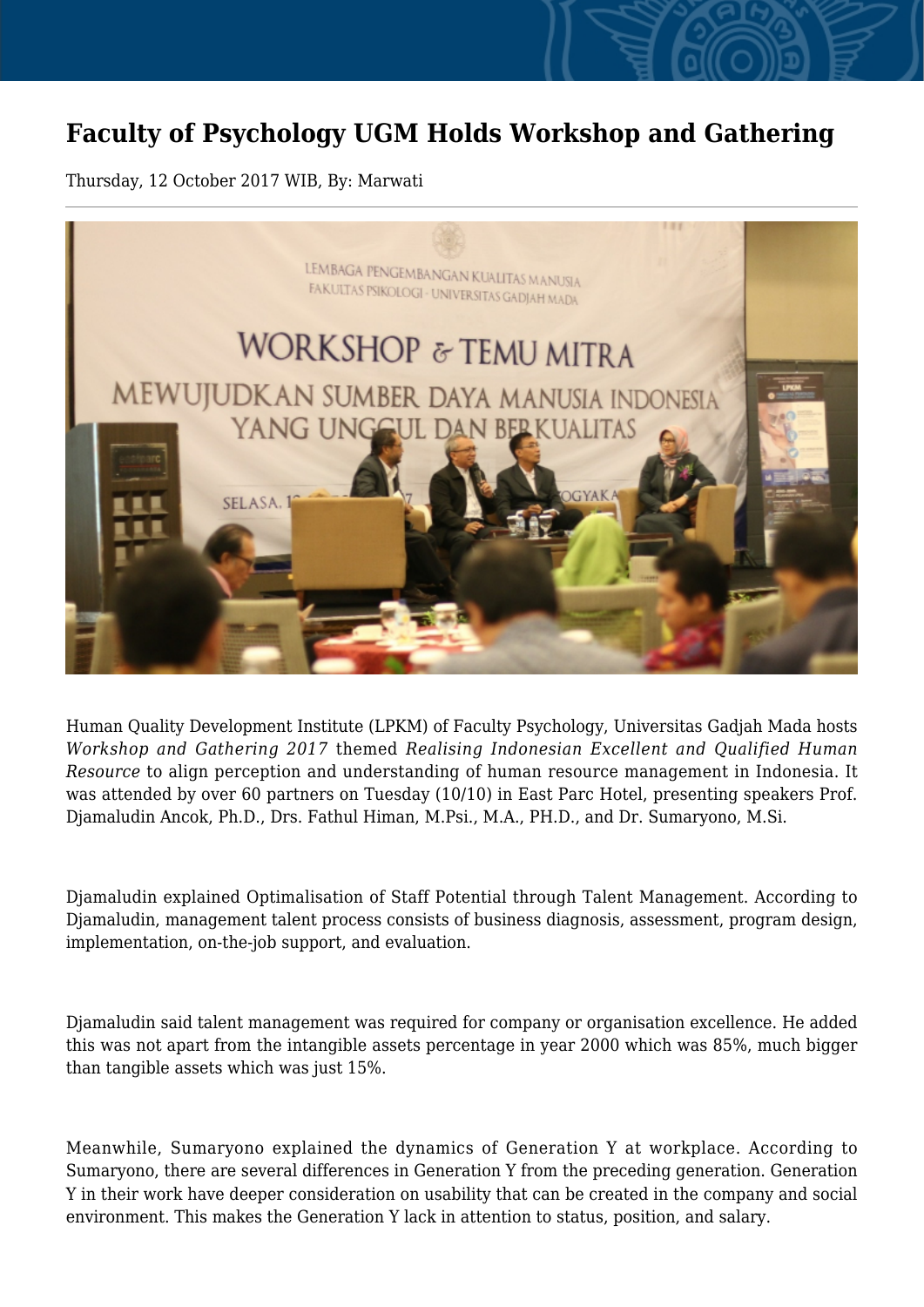# Faculty of Psychology UGM Holds Workshop and Gathering

Thursday, 12 October 2017 WIB, By: Marwati

Human Quality Development Institute (LPKM) of Faculty Psychology, Universitas Gadjah Mada hosts *Workshop and Gathering 2017* themed *Realising Indonesian Excellent and Qualified Human Resource* to align perception and understanding of human resource management in Indonesia. It was attended by over 60 partners on Tuesday (10/10) in East Parc Hotel, presenting speakers Prof. Djamaludin Ancok, Ph.D., Drs. Fathul Himan, M.Psi., M.A., PH.D., and Dr. Sumaryono, M.Si.

Djamaludin explained Optimalisation of Staff Potential through Talent Management. According to Djamaludin, management talent process consists of business diagnosis, assessment, program design, implementation, on-the-job support, and evaluation.

Djamaludin said talent management was required for company or organisation excellence. He added this was not apart from the intangible assets percentage in year 2000 which was 85%, much bigger than tangible assets which was just 15%.

Meanwhile, Sumaryono explained the dynamics of Generation Y at workplace. According to Sumaryono, there are several differences in Generation Y from the preceding generation. Generation Y in their work have deeper consideration on usability that can be created in the company and social environment. This makes the Generation Y lack in attention to status, position, and salary.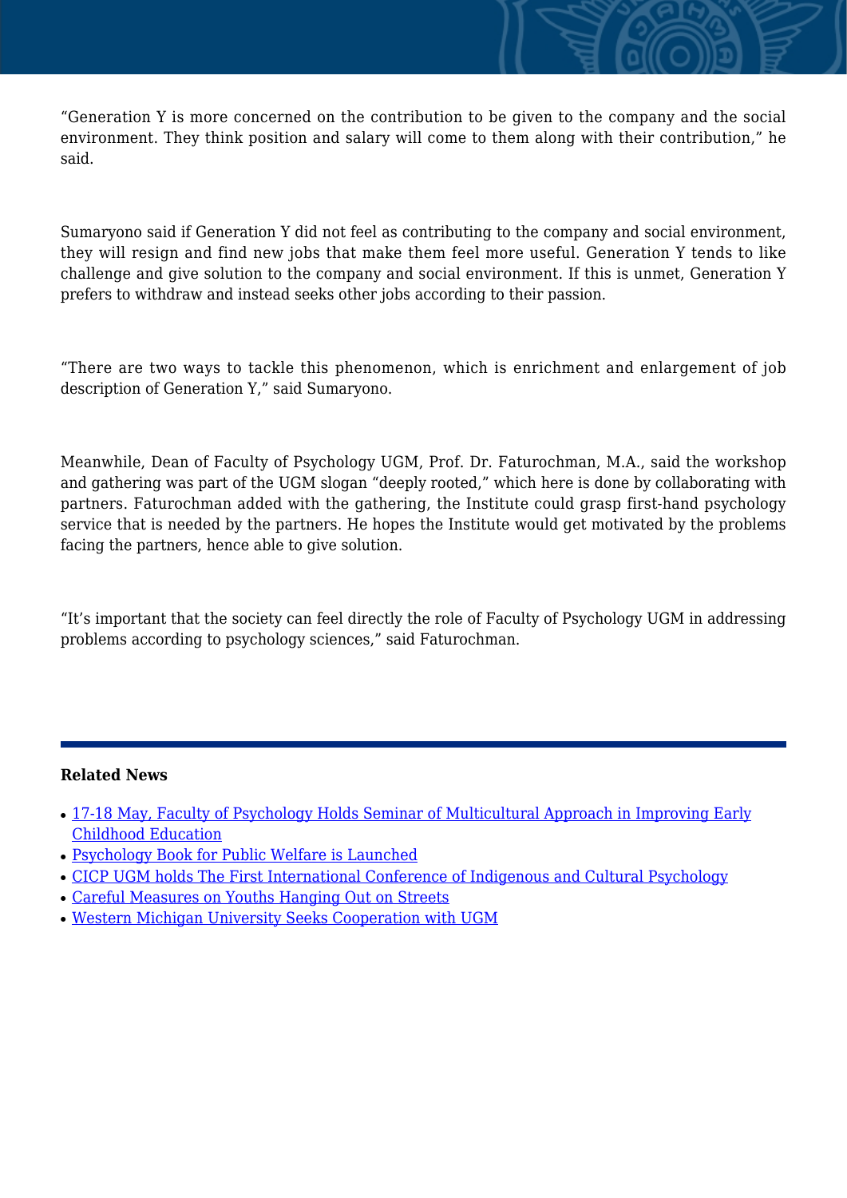"Generation Y is more concerned on the contribution to be given to the company and the social environment. They think position and salary will come to them along with their contribution," he said.

Sumaryono said if Generation Y did not feel as contributing to the company and social environment, they will resign and find new jobs that make them feel more useful. Generation Y tends to like challenge and give solution to the company and social environment. If this is unmet, Generation Y prefers to withdraw and instead seeks other jobs according to their passion.

"There are two ways to tackle this phenomenon, which is enrichment and enlargement of job description of Generation Y," said Sumaryono.

Meanwhile, Dean of Faculty of Psychology UGM, Prof. Dr. Faturochman, M.A., said the workshop and gathering was part of the UGM slogan "deeply rooted," which here is done by collaborating with partners. Faturochman added with the gathering, the Institute could grasp first-hand psychology service that is needed by the partners. He hopes the Institute would get motivated by the problems facing the partners, hence able to give solution.

"It's important that the society can feel directly the role of Faculty of Psychology UGM in addressing problems according to psychology sciences," said Faturochman.

---

**Related News**

- 17-18 May, Faculty of Psychology Holds Seminar of Multicultural Approach in Improving Early Childhood Education
- Psychology Book for Public Welfare is Launched
- CICP UGM holds The First International Conference of Indigenous and Cultural Psychology
- Careful Measures on Youths Hanging Out on Streets
- Western Michigan University Seeks Cooperation with UGM